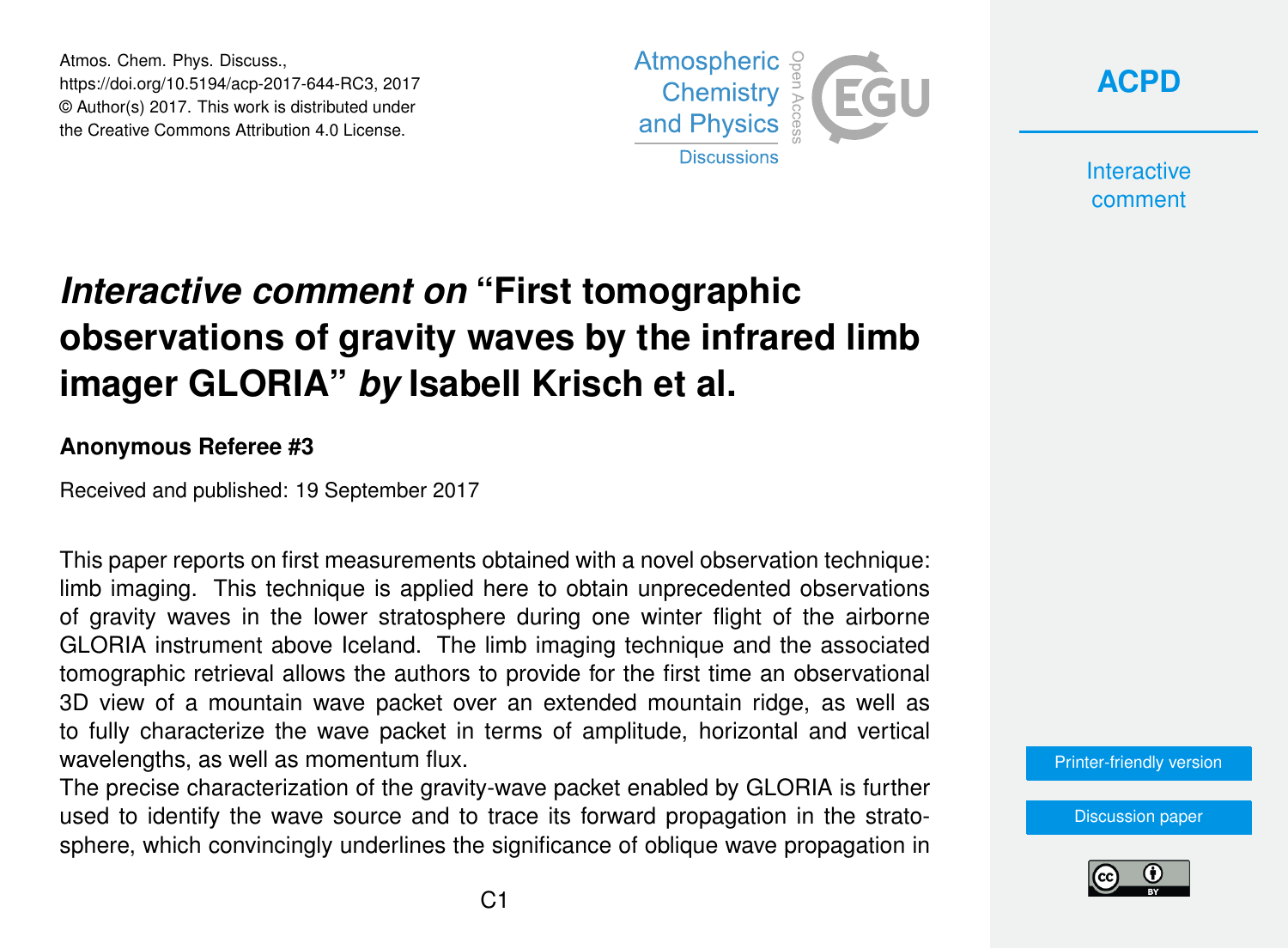# *Interactive comment on* "First tomographic observations of gravity waves by the infrared limb imager GLORIA" *by* Isabell Krisch et al.

**Anonymous Referee #3**

Received and published: 19 September 2017

This paper reports on first measurements obtained with a novel observation technique: limb imaging. This technique is applied here to obtain unprecedented observations of gravity waves in the lower stratosphere during one winter flight of the airborne GLORIA instrument above Iceland. The limb imaging technique and the associated tomographic retrieval allows the authors to provide for the first time an observational 3D view of a mountain wave packet over an extended mountain ridge, as well as to fully characterize the wave packet in terms of amplitude, horizontal and vertical wavelengths, as well as momentum flux.

The precise characterization of the gravity-wave packet enabled by GLORIA is further used to identify the wave source and to trace its forward propagation in the stratosphere, which convincingly underlines the significance of oblique wave propagation in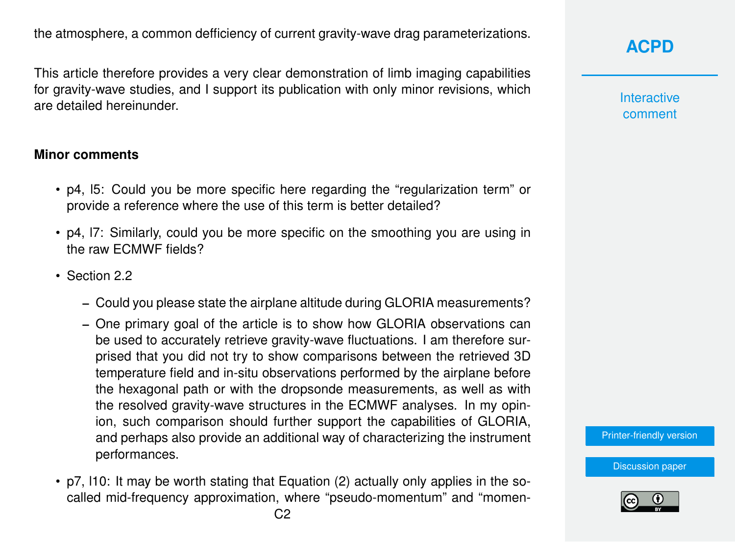the atmosphere, a common defficiency of current gravity-wave drag parameterizations.

This article therefore provides a very clear demonstration of limb imaging capabilities for gravity-wave studies, and I support its publication with only minor revisions, which are detailed hereinunder.

**Minor comments**

- p4, l5: Could you be more specific here regarding the "regularization term" or provide a reference where the use of this term is better detailed?
- p4, l7: Similarly, could you be more specific on the smoothing you are using in the raw ECMWF fields?
- Section 2.2
  - Could you please state the airplane altitude during GLORIA measurements?
  - One primary goal of the article is to show how GLORIA observations can be used to accurately retrieve gravity-wave fluctuations. I am therefore surprised that you did not try to show comparisons between the retrieved 3D temperature field and in-situ observations performed by the airplane before the hexagonal path or with the dropsonde measurements, as well as with the resolved gravity-wave structures in the ECMWF analyses. In my opinion, such comparison should further support the capabilities of GLORIA, and perhaps also provide an additional way of characterizing the instrument performances.
- p7, l10: It may be worth stating that Equation (2) actually only applies in the so-called mid-frequency approximation, where "pseudo-momentum" and "momen-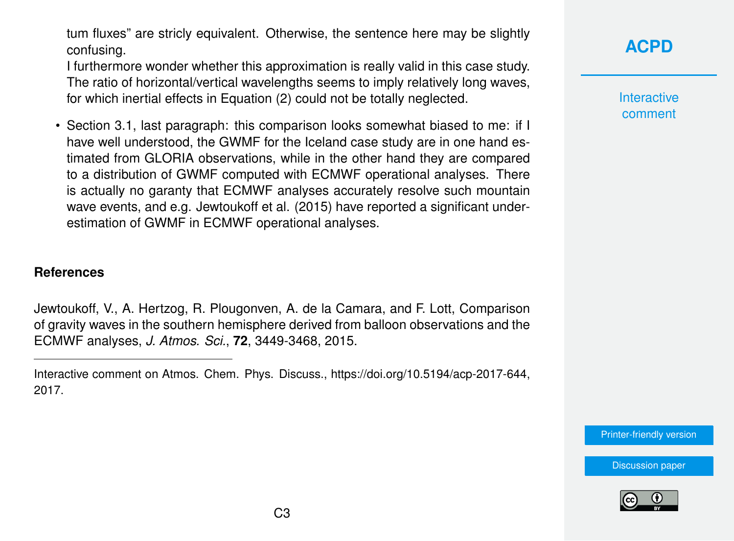tum fluxes" are stricly equivalent. Otherwise, the sentence here may be slightly confusing.
I furthermore wonder whether this approximation is really valid in this case study. The ratio of horizontal/vertical wavelengths seems to imply relatively long waves, for which inertial effects in Equation (2) could not be totally neglected.

- Section 3.1, last paragraph: this comparison looks somewhat biased to me: if I have well understood, the GWMF for the Iceland case study are in one hand estimated from GLORIA observations, while in the other hand they are compared to a distribution of GWMF computed with ECMWF operational analyses. There is actually no garanty that ECMWF analyses accurately resolve such mountain wave events, and e.g. Jewtoukoff et al. (2015) have reported a significant underestimation of GWMF in ECMWF operational analyses.

## References

Jewtoukoff, V., A. Hertzog, R. Plougonven, A. de la Camara, and F. Lott, Comparison of gravity waves in the southern hemisphere derived from balloon observations and the ECMWF analyses, *J. Atmos. Sci.*, **72**, 3449-3468, 2015.

Interactive comment on Atmos. Chem. Phys. Discuss., https://doi.org/10.5194/acp-2017-644, 2017.